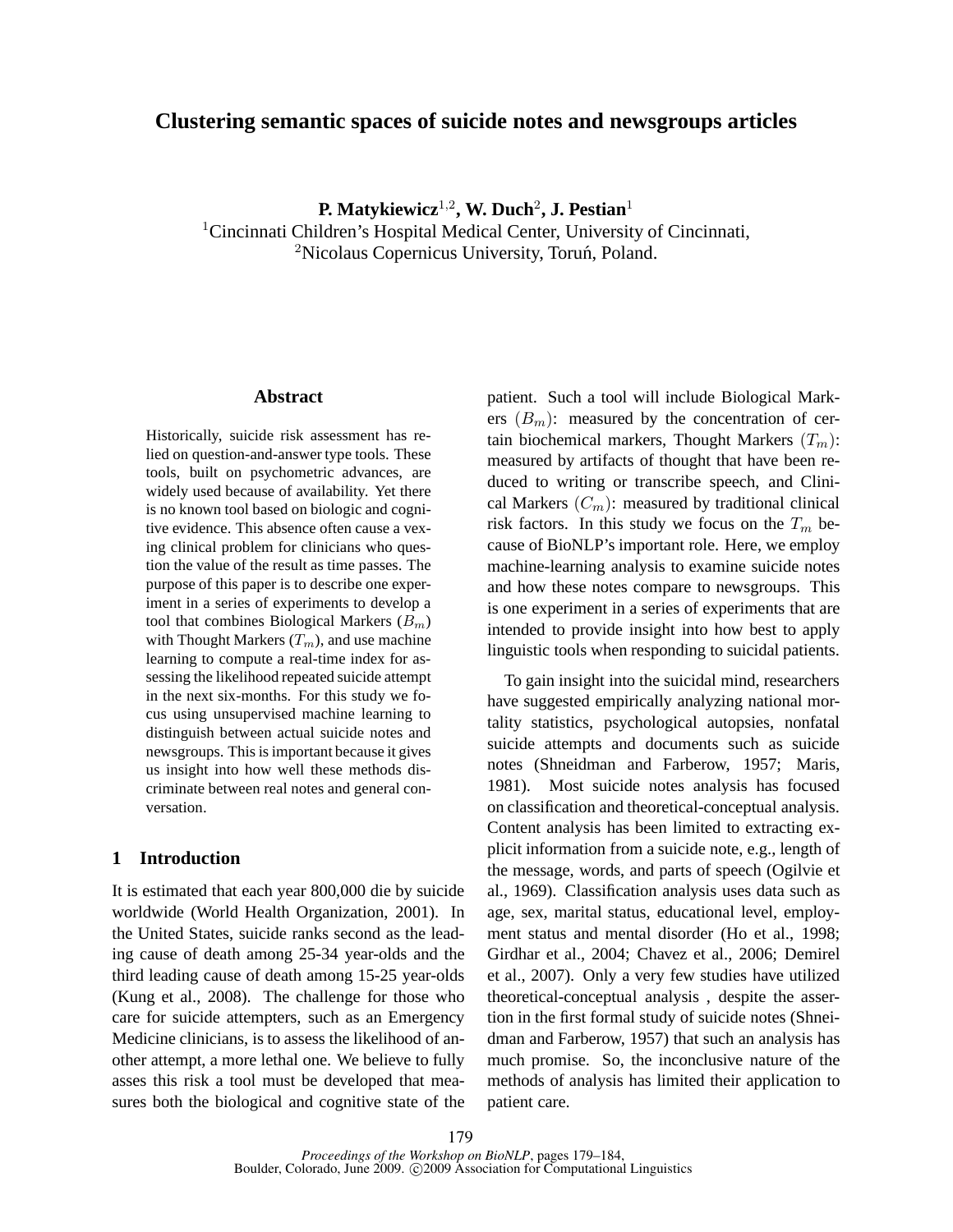# Clustering semantic spaces of suicide notes and newsgroups articles

**P. Matykiewicz[1,2], W. Duch[2], J. Pestian[1]**

[1]Cincinnati Children's Hospital Medical Center, University of Cincinnati,
[2]Nicolaus Copernicus University, Toruń, Poland.

### Abstract

Historically, suicide risk assessment has relied on question-and-answer type tools. These tools, built on psychometric advances, are widely used because of availability. Yet there is no known tool based on biologic and cognitive evidence. This absence often cause a vexing clinical problem for clinicians who question the value of the result as time passes. The purpose of this paper is to describe one experiment in a series of experiments to develop a tool that combines Biological Markers ($B_m$) with Thought Markers ($T_m$), and use machine learning to compute a real-time index for assessing the likelihood repeated suicide attempt in the next six-months. For this study we focus using unsupervised machine learning to distinguish between actual suicide notes and newsgroups. This is important because it gives us insight into how well these methods discriminate between real notes and general conversation.

## 1 Introduction

It is estimated that each year 800,000 die by suicide worldwide (World Health Organization, 2001). In the United States, suicide ranks second as the leading cause of death among 25-34 year-olds and the third leading cause of death among 15-25 year-olds (Kung et al., 2008). The challenge for those who care for suicide attempters, such as an Emergency Medicine clinicians, is to assess the likelihood of another attempt, a more lethal one. We believe to fully asses this risk a tool must be developed that measures both the biological and cognitive state of the patient. Such a tool will include Biological Markers ($B_m$): measured by the concentration of certain biochemical markers, Thought Markers ($T_m$): measured by artifacts of thought that have been reduced to writing or transcribe speech, and Clinical Markers ($C_m$): measured by traditional clinical risk factors. In this study we focus on the $T_m$ because of BioNLP's important role. Here, we employ machine-learning analysis to examine suicide notes and how these notes compare to newsgroups. This is one experiment in a series of experiments that are intended to provide insight into how best to apply linguistic tools when responding to suicidal patients.

To gain insight into the suicidal mind, researchers have suggested empirically analyzing national mortality statistics, psychological autopsies, nonfatal suicide attempts and documents such as suicide notes (Shneidman and Farberow, 1957; Maris, 1981). Most suicide notes analysis has focused on classification and theoretical-conceptual analysis. Content analysis has been limited to extracting explicit information from a suicide note, e.g., length of the message, words, and parts of speech (Ogilvie et al., 1969). Classification analysis uses data such as age, sex, marital status, educational level, employment status and mental disorder (Ho et al., 1998; Girdhar et al., 2004; Chavez et al., 2006; Demirel et al., 2007). Only a very few studies have utilized theoretical-conceptual analysis , despite the assertion in the first formal study of suicide notes (Shneidman and Farberow, 1957) that such an analysis has much promise. So, the inconclusive nature of the methods of analysis has limited their application to patient care.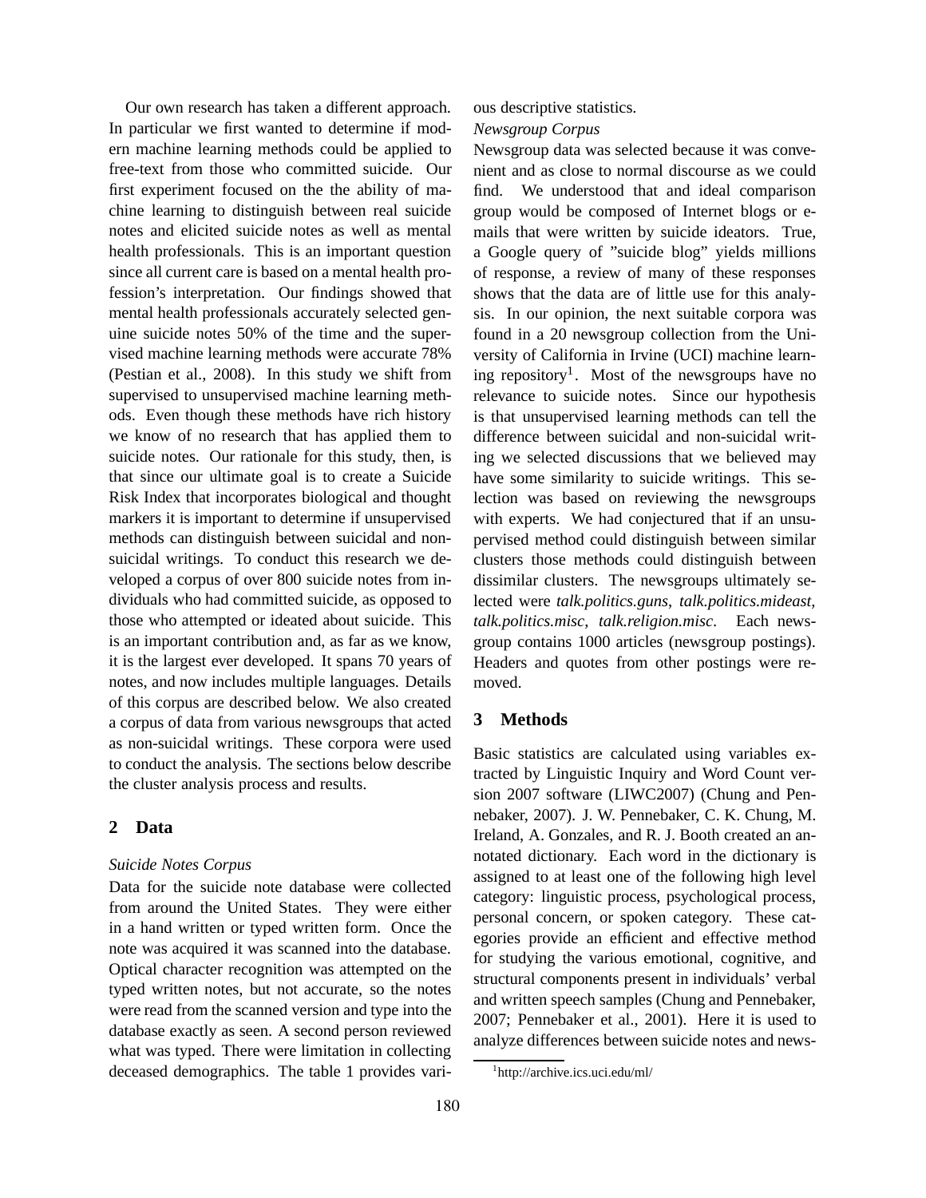Our own research has taken a different approach. In particular we first wanted to determine if modern machine learning methods could be applied to free-text from those who committed suicide. Our first experiment focused on the the ability of machine learning to distinguish between real suicide notes and elicited suicide notes as well as mental health professionals. This is an important question since all current care is based on a mental health profession's interpretation. Our findings showed that mental health professionals accurately selected genuine suicide notes 50% of the time and the supervised machine learning methods were accurate 78% (Pestian et al., 2008). In this study we shift from supervised to unsupervised machine learning methods. Even though these methods have rich history we know of no research that has applied them to suicide notes. Our rationale for this study, then, is that since our ultimate goal is to create a Suicide Risk Index that incorporates biological and thought markers it is important to determine if unsupervised methods can distinguish between suicidal and nonsuicidal writings. To conduct this research we developed a corpus of over 800 suicide notes from individuals who had committed suicide, as opposed to those who attempted or ideated about suicide. This is an important contribution and, as far as we know, it is the largest ever developed. It spans 70 years of notes, and now includes multiple languages. Details of this corpus are described below. We also created a corpus of data from various newsgroups that acted as non-suicidal writings. These corpora were used to conduct the analysis. The sections below describe the cluster analysis process and results.

## 2 Data

*Suicide Notes Corpus*

Data for the suicide note database were collected from around the United States. They were either in a hand written or typed written form. Once the note was acquired it was scanned into the database. Optical character recognition was attempted on the typed written notes, but not accurate, so the notes were read from the scanned version and type into the database exactly as seen. A second person reviewed what was typed. There were limitation in collecting deceased demographics. The table 1 provides various descriptive statistics.

*Newsgroup Corpus*

Newsgroup data was selected because it was convenient and as close to normal discourse as we could find. We understood that and ideal comparison group would be composed of Internet blogs or e-mails that were written by suicide ideators. True, a Google query of "suicide blog" yields millions of response, a review of many of these responses shows that the data are of little use for this analysis. In our opinion, the next suitable corpora was found in a 20 newsgroup collection from the University of California in Irvine (UCI) machine learning repository[1]. Most of the newsgroups have no relevance to suicide notes. Since our hypothesis is that unsupervised learning methods can tell the difference between suicidal and non-suicidal writing we selected discussions that we believed may have some similarity to suicide writings. This selection was based on reviewing the newsgroups with experts. We had conjectured that if an unsupervised method could distinguish between similar clusters those methods could distinguish between dissimilar clusters. The newsgroups ultimately selected were *talk.politics.guns*, *talk.politics.mideast*, *talk.politics.misc*, *talk.religion.misc*. Each newsgroup contains 1000 articles (newsgroup postings). Headers and quotes from other postings were removed.

## 3 Methods

Basic statistics are calculated using variables extracted by Linguistic Inquiry and Word Count version 2007 software (LIWC2007) (Chung and Pennebaker, 2007). J. W. Pennebaker, C. K. Chung, M. Ireland, A. Gonzales, and R. J. Booth created an annotated dictionary. Each word in the dictionary is assigned to at least one of the following high level category: linguistic process, psychological process, personal concern, or spoken category. These categories provide an efficient and effective method for studying the various emotional, cognitive, and structural components present in individuals' verbal and written speech samples (Chung and Pennebaker, 2007; Pennebaker et al., 2001). Here it is used to analyze differences between suicide notes and news-

[1]http://archive.ics.uci.edu/ml/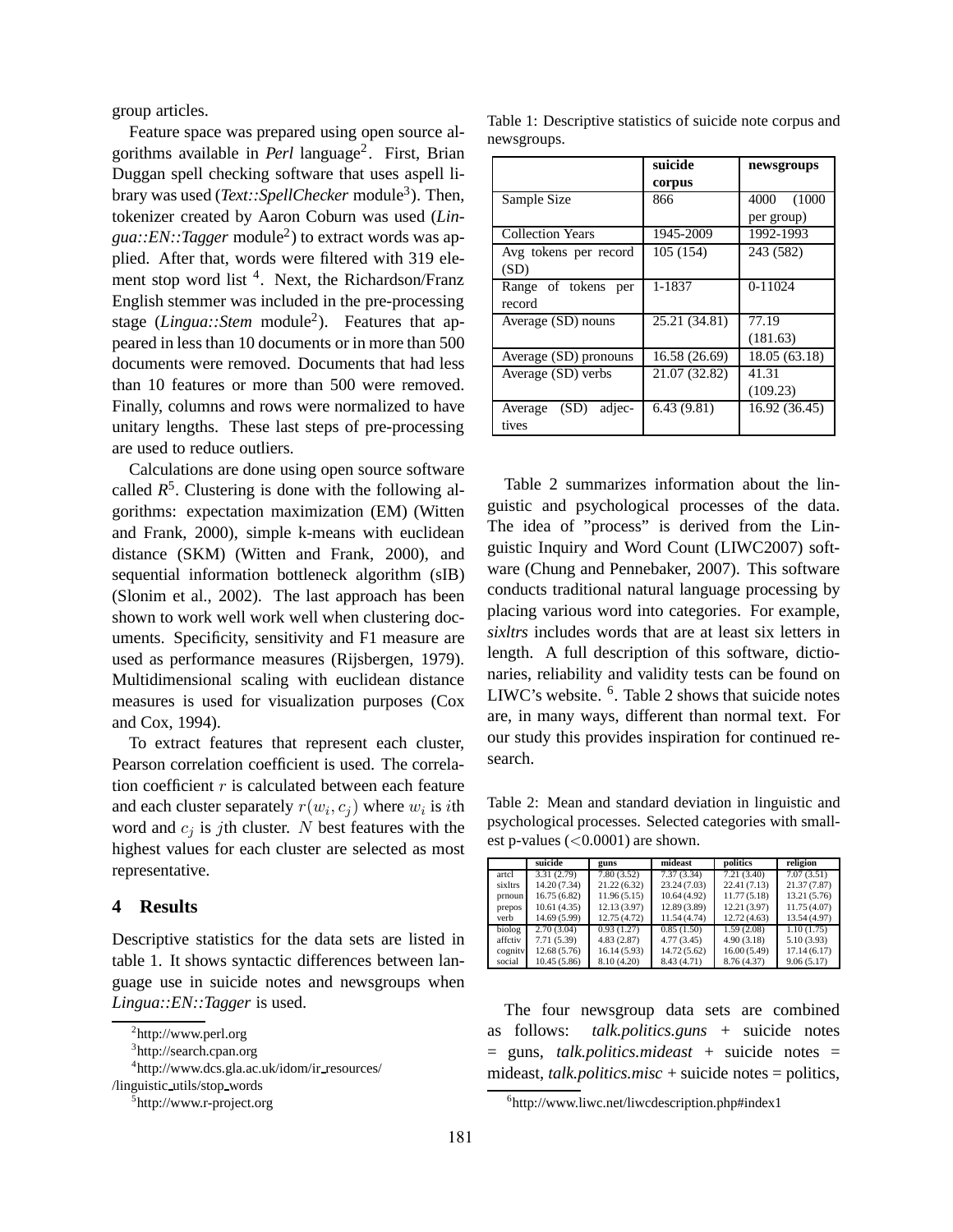group articles.

Feature space was prepared using open source algorithms available in *Perl* language[2]. First, Brian Duggan spell checking software that uses aspell library was used (*Text::SpellChecker* module[3]). Then, tokenizer created by Aaron Coburn was used (*Lingua::EN::Tagger* module[2]) to extract words was applied. After that, words were filtered with 319 element stop word list [4]. Next, the Richardson/Franz English stemmer was included in the pre-processing stage (*Lingua::Stem* module[2]). Features that appeared in less than 10 documents or in more than 500 documents were removed. Documents that had less than 10 features or more than 500 were removed. Finally, columns and rows were normalized to have unitary lengths. These last steps of pre-processing are used to reduce outliers.

Calculations are done using open source software called *R*[5]. Clustering is done with the following algorithms: expectation maximization (EM) (Witten and Frank, 2000), simple k-means with euclidean distance (SKM) (Witten and Frank, 2000), and sequential information bottleneck algorithm (sIB) (Slonim et al., 2002). The last approach has been shown to work well work well when clustering documents. Specificity, sensitivity and F1 measure are used as performance measures (Rijsbergen, 1979). Multidimensional scaling with euclidean distance measures is used for visualization purposes (Cox and Cox, 1994).

To extract features that represent each cluster, Pearson correlation coefficient is used. The correlation coefficient $r$ is calculated between each feature and each cluster separately $r(w_i, c_j)$ where $w_i$ is $i$th word and $c_j$ is $j$th cluster. $N$ best features with the highest values for each cluster are selected as most representative.

## 4 Results

Descriptive statistics for the data sets are listed in table 1. It shows syntactic differences between language use in suicide notes and newsgroups when *Lingua::EN::Tagger* is used.

Table 1: Descriptive statistics of suicide note corpus and newsgroups.

| | **suicide corpus** | **newsgroups** |
|---|---|---|
| Sample Size | 866 | 4000 (1000 per group) |
| Collection Years | 1945-2009 | 1992-1993 |
| Avg tokens per record (SD) | 105 (154) | 243 (582) |
| Range of tokens per record | 1-1837 | 0-11024 |
| Average (SD) nouns | 25.21 (34.81) | 77.19 (181.63) |
| Average (SD) pronouns | 16.58 (26.69) | 18.05 (63.18) |
| Average (SD) verbs | 21.07 (32.82) | 41.31 (109.23) |
| Average (SD) adjectives | 6.43 (9.81) | 16.92 (36.45) |

Table 2 summarizes information about the linguistic and psychological processes of the data. The idea of "process" is derived from the Linguistic Inquiry and Word Count (LIWC2007) software (Chung and Pennebaker, 2007). This software conducts traditional natural language processing by placing various word into categories. For example, *sixltrs* includes words that are at least six letters in length. A full description of this software, dictionaries, reliability and validity tests can be found on LIWC's website. [6]. Table 2 shows that suicide notes are, in many ways, different than normal text. For our study this provides inspiration for continued research.

Table 2: Mean and standard deviation in linguistic and psychological processes. Selected categories with smallest p-values ($<0.0001$) are shown.

| | **suicide** | **guns** | **mideast** | **politics** | **religion** |
|---|---|---|---|---|---|
| artcl | 3.31 (2.79) | 7.80 (3.52) | 7.37 (3.34) | 7.21 (3.40) | 7.07 (3.51) |
| sixltrs | 14.20 (7.34) | 21.22 (6.32) | 23.24 (7.03) | 22.41 (7.13) | 21.37 (7.87) |
| prnoun | 16.75 (6.82) | 11.96 (5.15) | 10.64 (4.92) | 11.77 (5.18) | 13.21 (5.76) |
| prepos | 10.61 (4.35) | 12.13 (3.97) | 12.89 (3.89) | 12.21 (3.97) | 11.75 (4.07) |
| verb | 14.69 (5.99) | 12.75 (4.72) | 11.54 (4.74) | 12.72 (4.63) | 13.54 (4.97) |
| biolog | 2.70 (3.04) | 0.93 (1.27) | 0.85 (1.50) | 1.59 (2.08) | 1.10 (1.75) |
| affctiv | 7.71 (5.39) | 4.83 (2.87) | 4.77 (3.45) | 4.90 (3.18) | 5.10 (3.93) |
| cognitv | 12.68 (5.76) | 16.14 (5.93) | 14.72 (5.62) | 16.00 (5.49) | 17.14 (6.17) |
| social | 10.45 (5.86) | 8.10 (4.20) | 8.43 (4.71) | 8.76 (4.37) | 9.06 (5.17) |

The four newsgroup data sets are combined as follows: *talk.politics.guns* + suicide notes = guns, *talk.politics.mideast* + suicide notes = mideast, *talk.politics.misc* + suicide notes = politics,

[2] http://www.perl.org

[3] http://search.cpan.org

[4] http://www.dcs.gla.ac.uk/idom/ir_resources/linguistic_utils/stop_words

[5] http://www.r-project.org

[6] http://www.liwc.net/liwcdescription.php#index1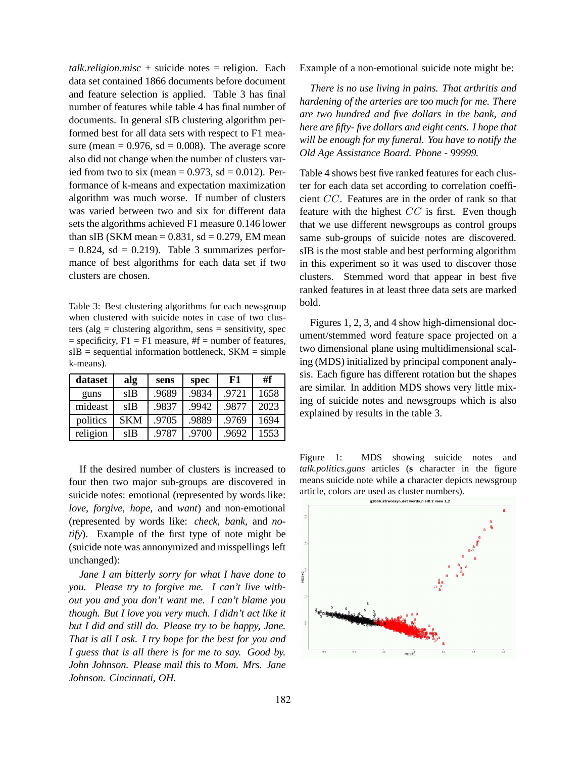*talk.religion.misc* + suicide notes = religion. Each data set contained 1866 documents before document and feature selection is applied. Table 3 has final number of features while table 4 has final number of documents. In general sIB clustering algorithm performed best for all data sets with respect to F1 measure (mean = 0.976, sd = 0.008). The average score also did not change when the number of clusters varied from two to six (mean = 0.973, sd = 0.012). Performance of k-means and expectation maximization algorithm was much worse. If number of clusters was varied between two and six for different data sets the algorithms achieved F1 measure 0.146 lower than sIB (SKM mean = 0.831, sd = 0.279, EM mean = 0.824, sd = 0.219). Table 3 summarizes performance of best algorithms for each data set if two clusters are chosen.

Table 3: Best clustering algorithms for each newsgroup when clustered with suicide notes in case of two clusters (alg = clustering algorithm, sens = sensitivity, spec = specificity, F1 = F1 measure, #f = number of features, sIB = sequential information bottleneck, SKM = simple k-means).

| dataset | alg | sens | spec | F1 | #f |
|---|---|---|---|---|---|
| guns | sIB | .9689 | .9834 | .9721 | 1658 |
| mideast | sIB | .9837 | .9942 | .9877 | 2023 |
| politics | SKM | .9705 | .9889 | .9769 | 1694 |
| religion | sIB | .9787 | .9700 | .9692 | 1553 |

If the desired number of clusters is increased to four then two major sub-groups are discovered in suicide notes: emotional (represented by words like: *love*, *forgive*, *hope*, and *want*) and non-emotional (represented by words like: *check*, *bank*, and *notify*). Example of the first type of note might be (suicide note was annonymized and misspellings left unchanged):

*Jane I am bitterly sorry for what I have done to you. Please try to forgive me. I can't live without you and you don't want me. I can't blame you though. But I love you very much. I didn't act like it but I did and still do. Please try to be happy, Jane. That is all I ask. I try hope for the best for you and I guess that is all there is for me to say. Good by. John Johnson. Please mail this to Mom. Mrs. Jane Johnson. Cincinnati, OH.*

Example of a non-emotional suicide note might be:

*There is no use living in pains. That arthritis and hardening of the arteries are too much for me. There are two hundred and five dollars in the bank, and here are fifty- five dollars and eight cents. I hope that will be enough for my funeral. You have to notify the Old Age Assistance Board. Phone - 99999.*

Table 4 shows best five ranked features for each cluster for each data set according to correlation coefficient $CC$. Features are in the order of rank so that feature with the highest $CC$ is first. Even though that we use different newsgroups as control groups same sub-groups of suicide notes are discovered. sIB is the most stable and best performing algorithm in this experiment so it was used to discover those clusters. Stemmed word that appear in best five ranked features in at least three data sets are marked bold.

Figures 1, 2, 3, and 4 show high-dimensional document/stemmed word feature space projected on a two dimensional plane using multidimensional scaling (MDS) initialized by principal component analysis. Each figure has different rotation but the shapes are similar. In addition MDS shows very little mixing of suicide notes and newsgroups which is also explained by results in the table 3.

Figure 1: MDS showing suicide notes and *talk.politics.guns* articles (**s** character in the figure means suicide note while **a** character depicts newsgroup article, colors are used as cluster numbers).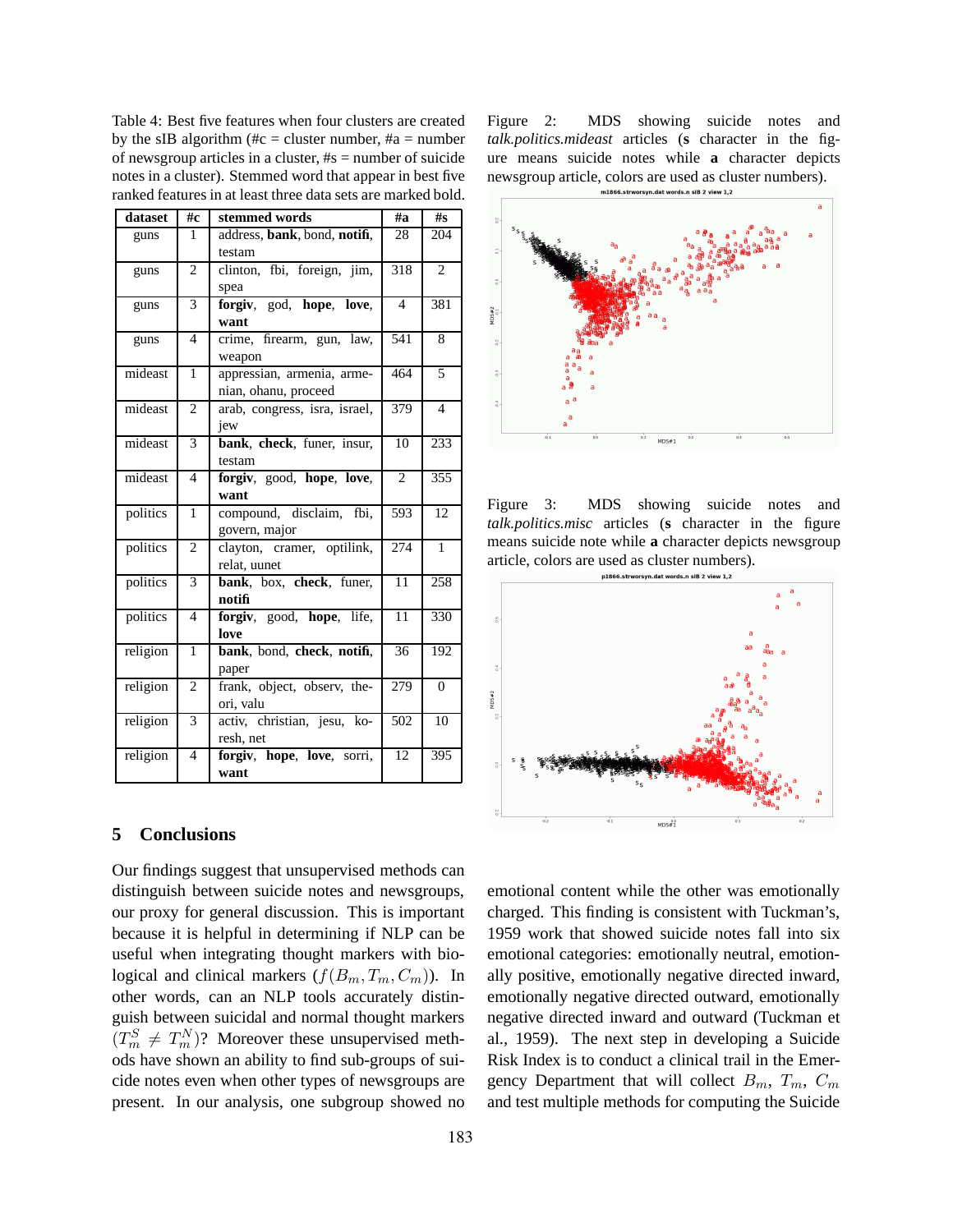Table 4: Best five features when four clusters are created by the sIB algorithm (#c = cluster number, #a = number of newsgroup articles in a cluster, #s = number of suicide notes in a cluster). Stemmed word that appear in best five ranked features in at least three data sets are marked bold.

| dataset | #c | stemmed words | #a | #s |
|---|---|---|---|---|
| guns | 1 | address, **bank**, bond, **notifi**, testam | 28 | 204 |
| guns | 2 | clinton, fbi, foreign, jim, spea | 318 | 2 |
| guns | 3 | **forgiv**, god, **hope**, **love**, **want** | 4 | 381 |
| guns | 4 | crime, firearm, gun, law, weapon | 541 | 8 |
| mideast | 1 | appressian, armenia, armenian, ohanu, proceed | 464 | 5 |
| mideast | 2 | arab, congress, isra, israel, jew | 379 | 4 |
| mideast | 3 | **bank**, **check**, funer, insur, testam | 10 | 233 |
| mideast | 4 | **forgiv**, good, **hope**, **love**, **want** | 2 | 355 |
| politics | 1 | compound, disclaim, fbi, govern, major | 593 | 12 |
| politics | 2 | clayton, cramer, optilink, relat, uunet | 274 | 1 |
| politics | 3 | **bank**, box, **check**, funer, **notifi** | 11 | 258 |
| politics | 4 | **forgiv**, good, **hope**, life, **love** | 11 | 330 |
| religion | 1 | **bank**, bond, **check**, **notifi**, paper | 36 | 192 |
| religion | 2 | frank, object, observ, theori, valu | 279 | 0 |
| religion | 3 | activ, christian, jesu, koresh, net | 502 | 10 |
| religion | 4 | **forgiv**, **hope**, **love**, sorri, **want** | 12 | 395 |

## 5 Conclusions

Our findings suggest that unsupervised methods can distinguish between suicide notes and newsgroups, our proxy for general discussion. This is important because it is helpful in determining if NLP can be useful when integrating thought markers with biological and clinical markers ($f(B_m, T_m, C_m)$). In other words, can an NLP tools accurately distinguish between suicidal and normal thought markers ($T_m^S \neq T_m^N$)? Moreover these unsupervised methods have shown an ability to find sub-groups of suicide notes even when other types of newsgroups are present. In our analysis, one subgroup showed no emotional content while the other was emotionally charged. This finding is consistent with Tuckman's, 1959 work that showed suicide notes fall into six emotional categories: emotionally neutral, emotionally positive, emotionally negative directed inward, emotionally negative directed outward, emotionally negative directed inward and outward (Tuckman et al., 1959). The next step in developing a Suicide Risk Index is to conduct a clinical trail in the Emergency Department that will collect $B_m$, $T_m$, $C_m$ and test multiple methods for computing the Suicide

Figure 2: MDS showing suicide notes and *talk.politics.mideast* articles (**s** character in the figure means suicide notes while **a** character depicts newsgroup article, colors are used as cluster numbers).

Figure 3: MDS showing suicide notes and *talk.politics.misc* articles (**s** character in the figure means suicide note while **a** character depicts newsgroup article, colors are used as cluster numbers).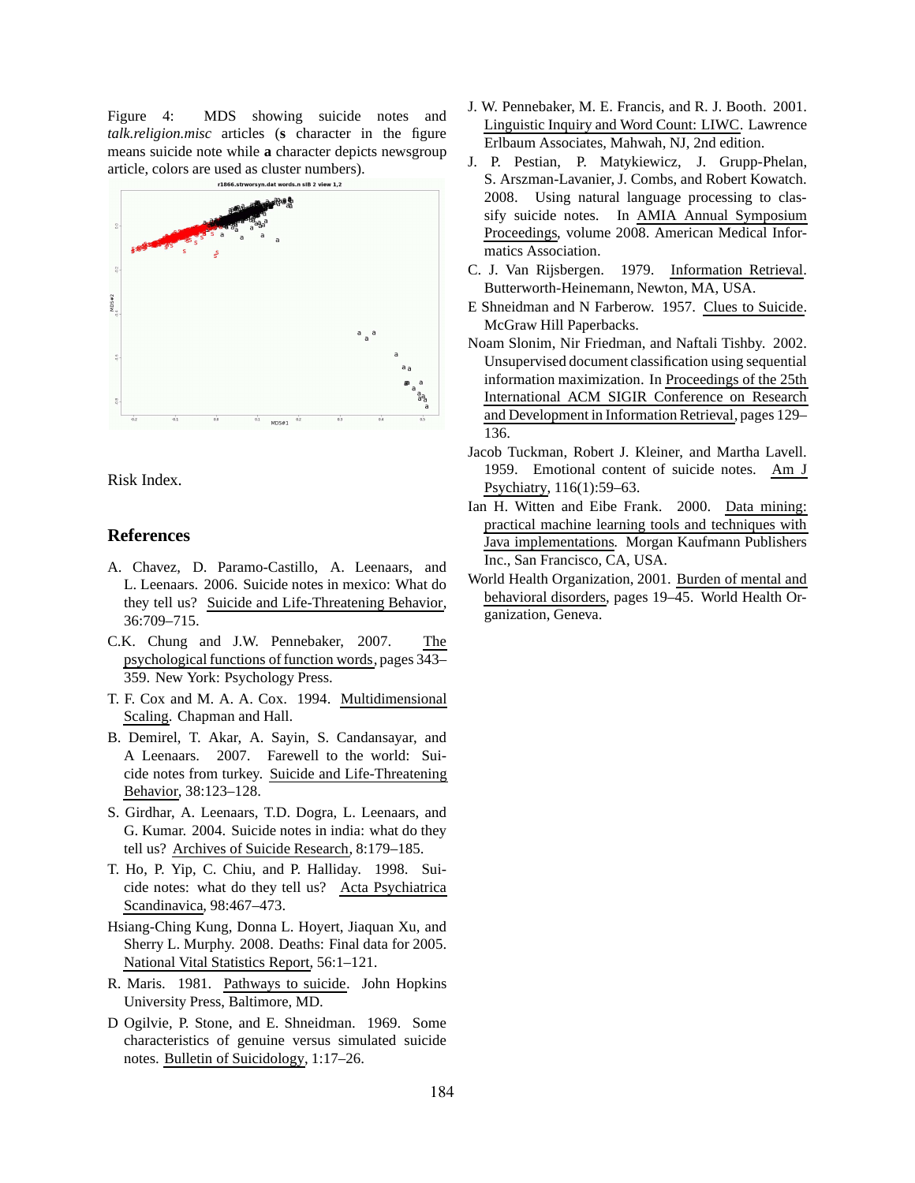Figure 4: MDS showing suicide notes and *talk.religion.misc* articles (**s** character in the figure means suicide note while **a** character depicts newsgroup article, colors are used as cluster numbers).

r1866.strworsyn.dat words.n sIB 2 view 1,2

MDS#1

MDS#2

Risk Index.

## References

A. Chavez, D. Paramo-Castillo, A. Leenaars, and L. Leenaars. 2006. Suicide notes in mexico: What do they tell us? Suicide and Life-Threatening Behavior, 36:709–715.

C.K. Chung and J.W. Pennebaker, 2007. The psychological functions of function words, pages 343–359. New York: Psychology Press.

T. F. Cox and M. A. A. Cox. 1994. Multidimensional Scaling. Chapman and Hall.

B. Demirel, T. Akar, A. Sayin, S. Candansayar, and A Leenaars. 2007. Farewell to the world: Suicide notes from turkey. Suicide and Life-Threatening Behavior, 38:123–128.

S. Girdhar, A. Leenaars, T.D. Dogra, L. Leenaars, and G. Kumar. 2004. Suicide notes in india: what do they tell us? Archives of Suicide Research, 8:179–185.

T. Ho, P. Yip, C. Chiu, and P. Halliday. 1998. Suicide notes: what do they tell us? Acta Psychiatrica Scandinavica, 98:467–473.

Hsiang-Ching Kung, Donna L. Hoyert, Jiaquan Xu, and Sherry L. Murphy. 2008. Deaths: Final data for 2005. National Vital Statistics Report, 56:1–121.

R. Maris. 1981. Pathways to suicide. John Hopkins University Press, Baltimore, MD.

D Ogilvie, P. Stone, and E. Shneidman. 1969. Some characteristics of genuine versus simulated suicide notes. Bulletin of Suicidology, 1:17–26.

J. W. Pennebaker, M. E. Francis, and R. J. Booth. 2001. Linguistic Inquiry and Word Count: LIWC. Lawrence Erlbaum Associates, Mahwah, NJ, 2nd edition.

J. P. Pestian, P. Matykiewicz, J. Grupp-Phelan, S. Arszman-Lavanier, J. Combs, and Robert Kowatch. 2008. Using natural language processing to classify suicide notes. In AMIA Annual Symposium Proceedings, volume 2008. American Medical Informatics Association.

C. J. Van Rijsbergen. 1979. Information Retrieval. Butterworth-Heinemann, Newton, MA, USA.

E Shneidman and N Farberow. 1957. Clues to Suicide. McGraw Hill Paperbacks.

Noam Slonim, Nir Friedman, and Naftali Tishby. 2002. Unsupervised document classification using sequential information maximization. In Proceedings of the 25th International ACM SIGIR Conference on Research and Development in Information Retrieval, pages 129–136.

Jacob Tuckman, Robert J. Kleiner, and Martha Lavell. 1959. Emotional content of suicide notes. Am J Psychiatry, 116(1):59–63.

Ian H. Witten and Eibe Frank. 2000. Data mining: practical machine learning tools and techniques with Java implementations. Morgan Kaufmann Publishers Inc., San Francisco, CA, USA.

World Health Organization, 2001. Burden of mental and behavioral disorders, pages 19–45. World Health Organization, Geneva.